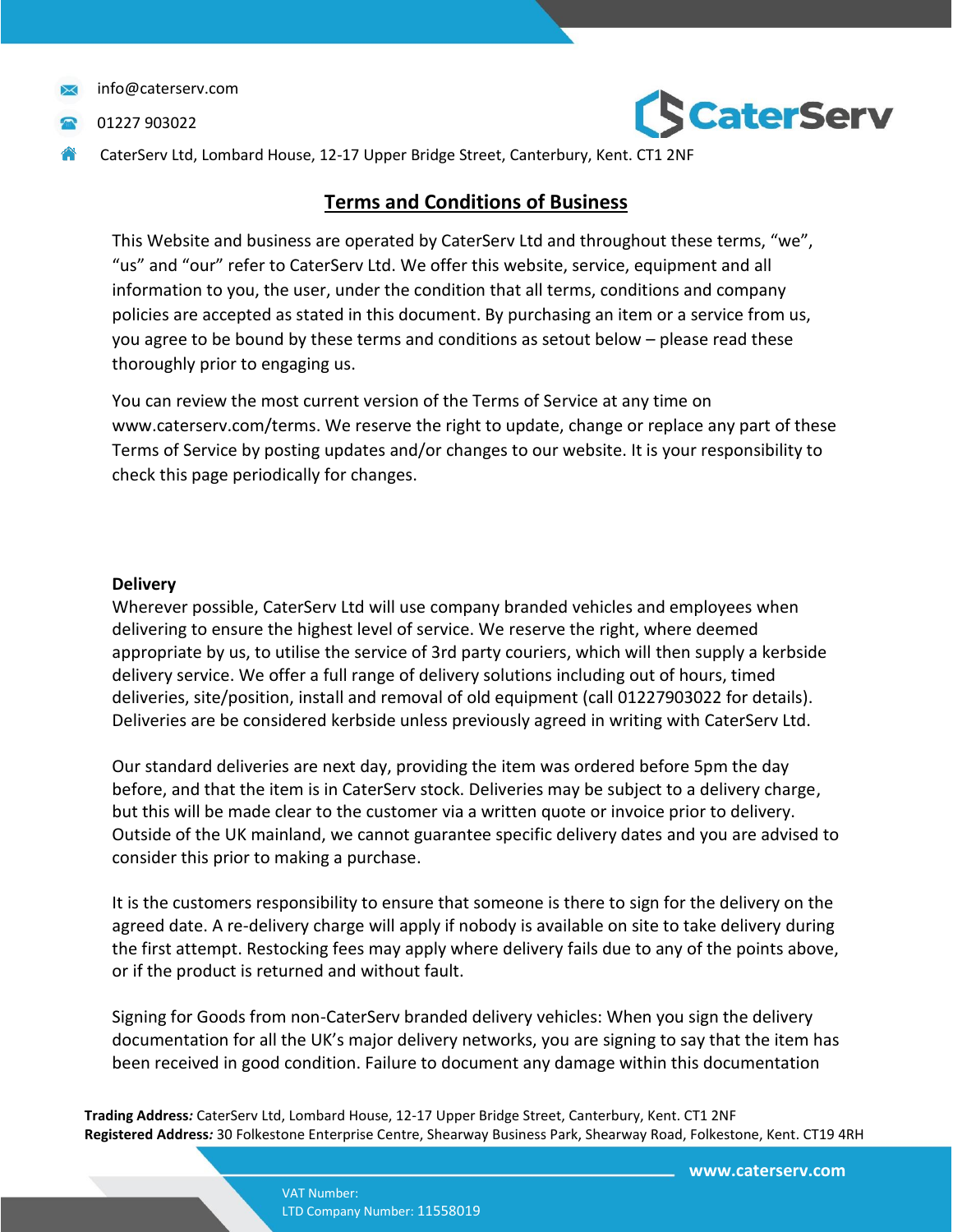info@caterserv.com

01227 903022

CaterServ Ltd, Lombard House, 12-17 Upper Bridge Street, Canterbury, Kent. CT1 2NF

## Terms and Conditions of Business

This Website and business are operated by CaterServ Ltd and throughout these terms, "we", "us" and "our" refer to CaterServ Ltd. We offer this website, service, equipment and all information to you, the user, under the condition that all terms, conditions and company policies are accepted as stated in this document. By purchasing an item or a service from us, you agree to be bound by these terms and conditions as setout below – please read these thoroughly prior to engaging us.

You can review the most current version of the Terms of Service at any time on www.caterserv.com/terms. We reserve the right to update, change or replace any part of these Terms of Service by posting updates and/or changes to our website. It is your responsibility to check this page periodically for changes.

**Delivery**

Wherever possible, CaterServ Ltd will use company branded vehicles and employees when delivering to ensure the highest level of service. We reserve the right, where deemed appropriate by us, to utilise the service of 3rd party couriers, which will then supply a kerbside delivery service. We offer a full range of delivery solutions including out of hours, timed deliveries, site/position, install and removal of old equipment (call 01227903022 for details). Deliveries are be considered kerbside unless previously agreed in writing with CaterServ Ltd.

Our standard deliveries are next day, providing the item was ordered before 5pm the day before, and that the item is in CaterServ stock. Deliveries may be subject to a delivery charge, but this will be made clear to the customer via a written quote or invoice prior to delivery. Outside of the UK mainland, we cannot guarantee specific delivery dates and you are advised to consider this prior to making a purchase.

It is the customers responsibility to ensure that someone is there to sign for the delivery on the agreed date. A re-delivery charge will apply if nobody is available on site to take delivery during the first attempt. Restocking fees may apply where delivery fails due to any of the points above, or if the product is returned and without fault.

Signing for Goods from non-CaterServ branded delivery vehicles: When you sign the delivery documentation for all the UK's major delivery networks, you are signing to say that the item has been received in good condition. Failure to document any damage within this documentation

**Trading Address:** CaterServ Ltd, Lombard House, 12-17 Upper Bridge Street, Canterbury, Kent. CT1 2NF
**Registered Address:** 30 Folkestone Enterprise Centre, Shearway Business Park, Shearway Road, Folkestone, Kent. CT19 4RH

www.caterserv.com

VAT Number:
LTD Company Number: 11558019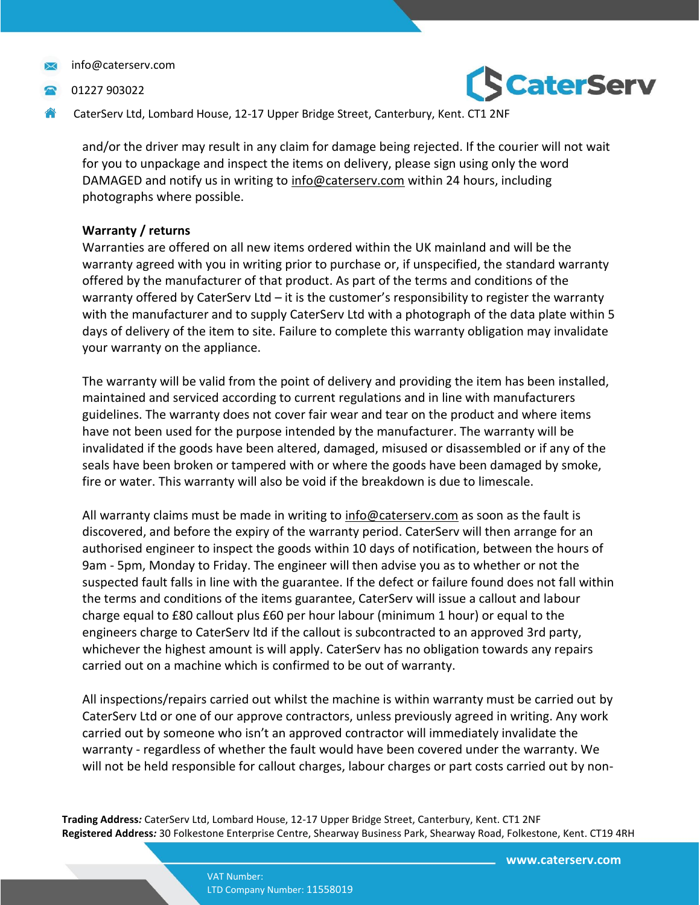and/or the driver may result in any claim for damage being rejected. If the courier will not wait for you to unpackage and inspect the items on delivery, please sign using only the word DAMAGED and notify us in writing to info@caterserv.com within 24 hours, including photographs where possible.

**Warranty / returns**

Warranties are offered on all new items ordered within the UK mainland and will be the warranty agreed with you in writing prior to purchase or, if unspecified, the standard warranty offered by the manufacturer of that product. As part of the terms and conditions of the warranty offered by CaterServ Ltd – it is the customer's responsibility to register the warranty with the manufacturer and to supply CaterServ Ltd with a photograph of the data plate within 5 days of delivery of the item to site. Failure to complete this warranty obligation may invalidate your warranty on the appliance.

The warranty will be valid from the point of delivery and providing the item has been installed, maintained and serviced according to current regulations and in line with manufacturers guidelines. The warranty does not cover fair wear and tear on the product and where items have not been used for the purpose intended by the manufacturer. The warranty will be invalidated if the goods have been altered, damaged, misused or disassembled or if any of the seals have been broken or tampered with or where the goods have been damaged by smoke, fire or water. This warranty will also be void if the breakdown is due to limescale.

All warranty claims must be made in writing to info@caterserv.com as soon as the fault is discovered, and before the expiry of the warranty period. CaterServ will then arrange for an authorised engineer to inspect the goods within 10 days of notification, between the hours of 9am - 5pm, Monday to Friday. The engineer will then advise you as to whether or not the suspected fault falls in line with the guarantee. If the defect or failure found does not fall within the terms and conditions of the items guarantee, CaterServ will issue a callout and labour charge equal to £80 callout plus £60 per hour labour (minimum 1 hour) or equal to the engineers charge to CaterServ ltd if the callout is subcontracted to an approved 3rd party, whichever the highest amount is will apply. CaterServ has no obligation towards any repairs carried out on a machine which is confirmed to be out of warranty.

All inspections/repairs carried out whilst the machine is within warranty must be carried out by CaterServ Ltd or one of our approve contractors, unless previously agreed in writing. Any work carried out by someone who isn't an approved contractor will immediately invalidate the warranty - regardless of whether the fault would have been covered under the warranty. We will not be held responsible for callout charges, labour charges or part costs carried out by non-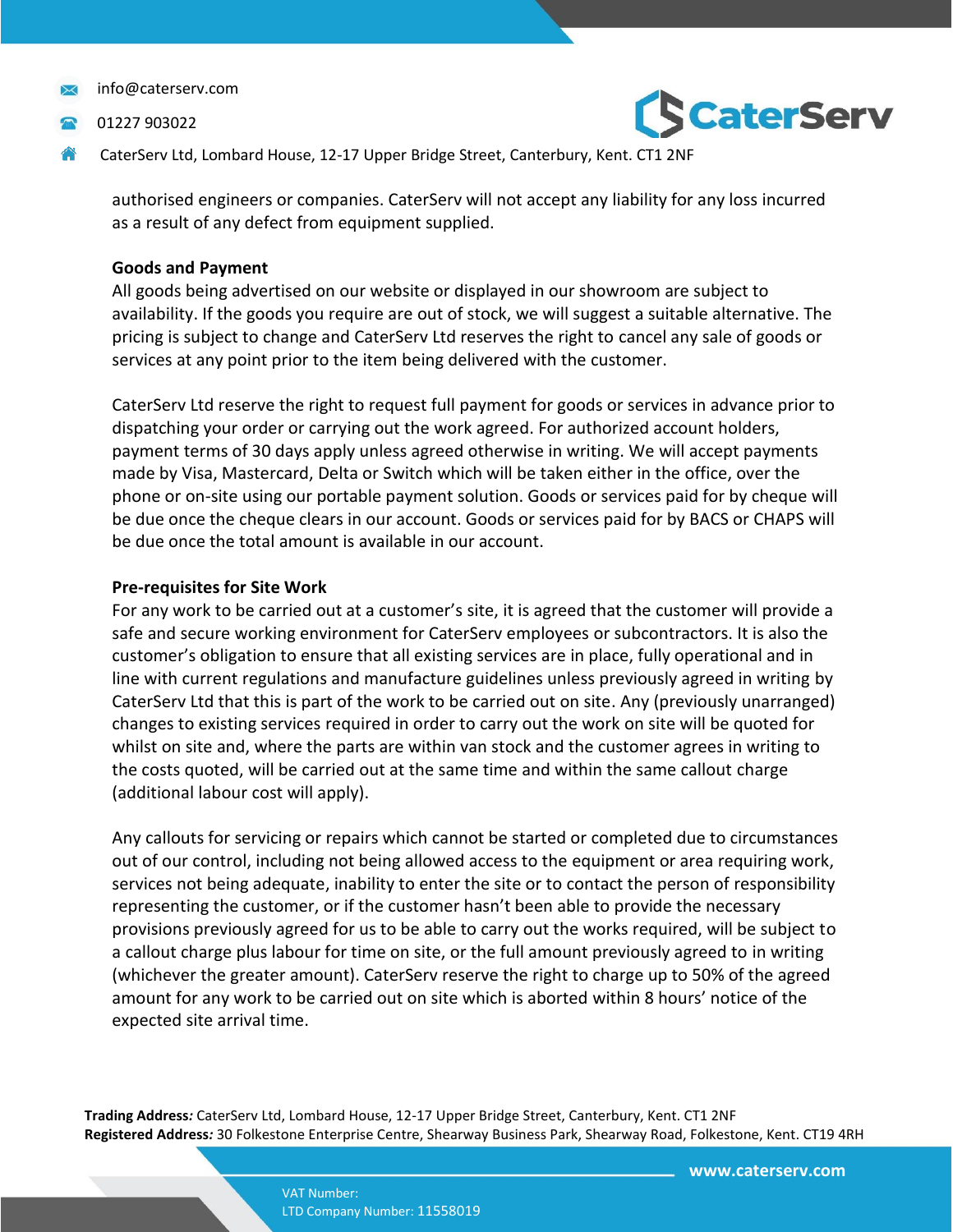authorised engineers or companies. CaterServ will not accept any liability for any loss incurred as a result of any defect from equipment supplied.

**Goods and Payment**

All goods being advertised on our website or displayed in our showroom are subject to availability. If the goods you require are out of stock, we will suggest a suitable alternative. The pricing is subject to change and CaterServ Ltd reserves the right to cancel any sale of goods or services at any point prior to the item being delivered with the customer.

CaterServ Ltd reserve the right to request full payment for goods or services in advance prior to dispatching your order or carrying out the work agreed. For authorized account holders, payment terms of 30 days apply unless agreed otherwise in writing. We will accept payments made by Visa, Mastercard, Delta or Switch which will be taken either in the office, over the phone or on-site using our portable payment solution. Goods or services paid for by cheque will be due once the cheque clears in our account. Goods or services paid for by BACS or CHAPS will be due once the total amount is available in our account.

**Pre-requisites for Site Work**

For any work to be carried out at a customer's site, it is agreed that the customer will provide a safe and secure working environment for CaterServ employees or subcontractors. It is also the customer's obligation to ensure that all existing services are in place, fully operational and in line with current regulations and manufacture guidelines unless previously agreed in writing by CaterServ Ltd that this is part of the work to be carried out on site. Any (previously unarranged) changes to existing services required in order to carry out the work on site will be quoted for whilst on site and, where the parts are within van stock and the customer agrees in writing to the costs quoted, will be carried out at the same time and within the same callout charge (additional labour cost will apply).

Any callouts for servicing or repairs which cannot be started or completed due to circumstances out of our control, including not being allowed access to the equipment or area requiring work, services not being adequate, inability to enter the site or to contact the person of responsibility representing the customer, or if the customer hasn't been able to provide the necessary provisions previously agreed for us to be able to carry out the works required, will be subject to a callout charge plus labour for time on site, or the full amount previously agreed to in writing (whichever the greater amount). CaterServ reserve the right to charge up to 50% of the agreed amount for any work to be carried out on site which is aborted within 8 hours' notice of the expected site arrival time.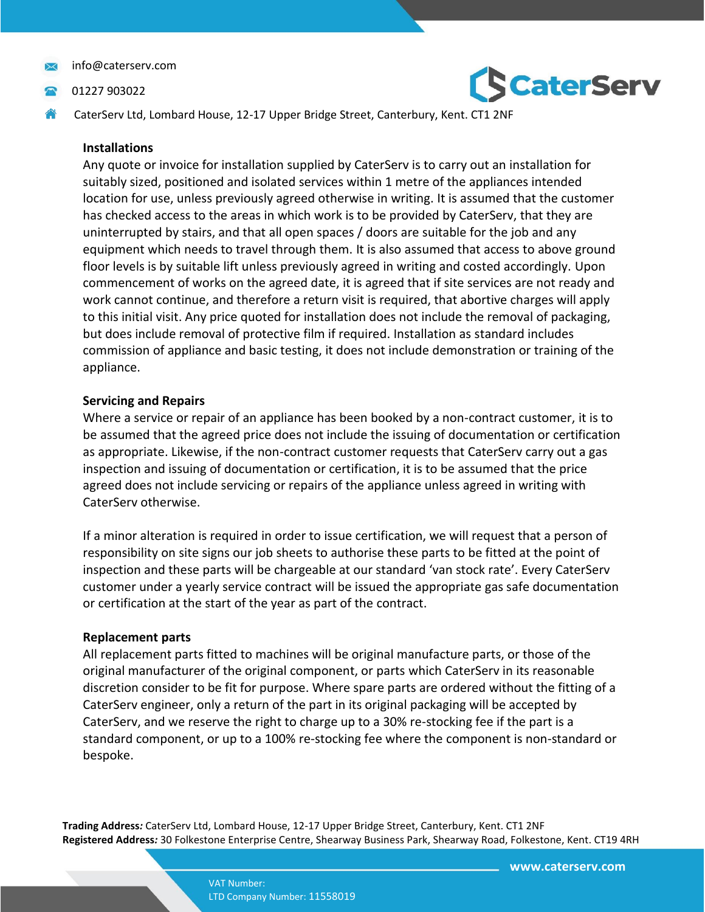### Installations

Any quote or invoice for installation supplied by CaterServ is to carry out an installation for suitably sized, positioned and isolated services within 1 metre of the appliances intended location for use, unless previously agreed otherwise in writing. It is assumed that the customer has checked access to the areas in which work is to be provided by CaterServ, that they are uninterrupted by stairs, and that all open spaces / doors are suitable for the job and any equipment which needs to travel through them. It is also assumed that access to above ground floor levels is by suitable lift unless previously agreed in writing and costed accordingly. Upon commencement of works on the agreed date, it is agreed that if site services are not ready and work cannot continue, and therefore a return visit is required, that abortive charges will apply to this initial visit. Any price quoted for installation does not include the removal of packaging, but does include removal of protective film if required. Installation as standard includes commission of appliance and basic testing, it does not include demonstration or training of the appliance.

### Servicing and Repairs

Where a service or repair of an appliance has been booked by a non-contract customer, it is to be assumed that the agreed price does not include the issuing of documentation or certification as appropriate. Likewise, if the non-contract customer requests that CaterServ carry out a gas inspection and issuing of documentation or certification, it is to be assumed that the price agreed does not include servicing or repairs of the appliance unless agreed in writing with CaterServ otherwise.

If a minor alteration is required in order to issue certification, we will request that a person of responsibility on site signs our job sheets to authorise these parts to be fitted at the point of inspection and these parts will be chargeable at our standard 'van stock rate'. Every CaterServ customer under a yearly service contract will be issued the appropriate gas safe documentation or certification at the start of the year as part of the contract.

### Replacement parts

All replacement parts fitted to machines will be original manufacture parts, or those of the original manufacturer of the original component, or parts which CaterServ in its reasonable discretion consider to be fit for purpose. Where spare parts are ordered without the fitting of a CaterServ engineer, only a return of the part in its original packaging will be accepted by CaterServ, and we reserve the right to charge up to a 30% re-stocking fee if the part is a standard component, or up to a 100% re-stocking fee where the component is non-standard or bespoke.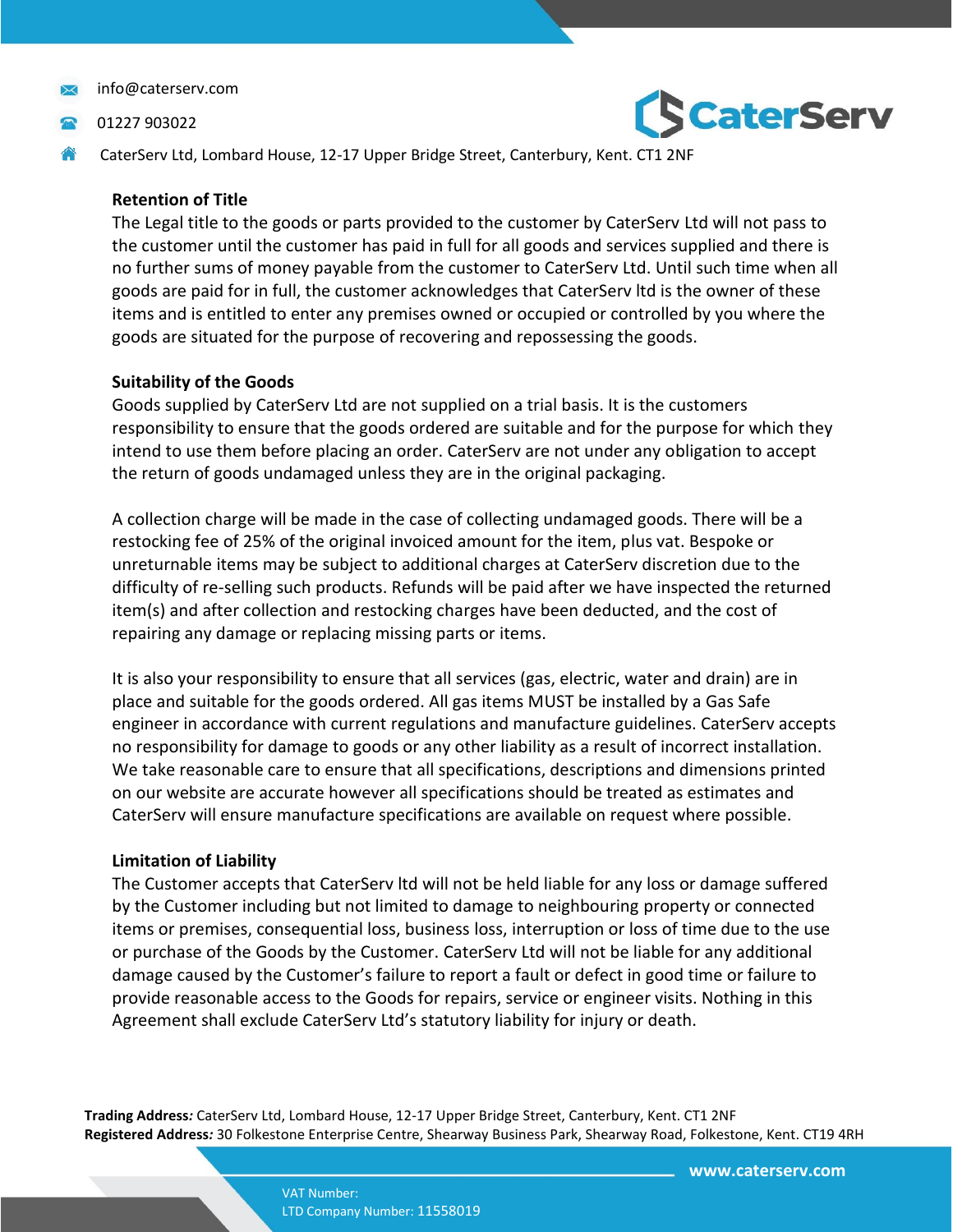## Retention of Title

The Legal title to the goods or parts provided to the customer by CaterServ Ltd will not pass to the customer until the customer has paid in full for all goods and services supplied and there is no further sums of money payable from the customer to CaterServ Ltd. Until such time when all goods are paid for in full, the customer acknowledges that CaterServ ltd is the owner of these items and is entitled to enter any premises owned or occupied or controlled by you where the goods are situated for the purpose of recovering and repossessing the goods.

## Suitability of the Goods

Goods supplied by CaterServ Ltd are not supplied on a trial basis. It is the customers responsibility to ensure that the goods ordered are suitable and for the purpose for which they intend to use them before placing an order. CaterServ are not under any obligation to accept the return of goods undamaged unless they are in the original packaging.

A collection charge will be made in the case of collecting undamaged goods. There will be a restocking fee of 25% of the original invoiced amount for the item, plus vat. Bespoke or unreturnable items may be subject to additional charges at CaterServ discretion due to the difficulty of re-selling such products. Refunds will be paid after we have inspected the returned item(s) and after collection and restocking charges have been deducted, and the cost of repairing any damage or replacing missing parts or items.

It is also your responsibility to ensure that all services (gas, electric, water and drain) are in place and suitable for the goods ordered. All gas items MUST be installed by a Gas Safe engineer in accordance with current regulations and manufacture guidelines. CaterServ accepts no responsibility for damage to goods or any other liability as a result of incorrect installation. We take reasonable care to ensure that all specifications, descriptions and dimensions printed on our website are accurate however all specifications should be treated as estimates and CaterServ will ensure manufacture specifications are available on request where possible.

## Limitation of Liability

The Customer accepts that CaterServ ltd will not be held liable for any loss or damage suffered by the Customer including but not limited to damage to neighbouring property or connected items or premises, consequential loss, business loss, interruption or loss of time due to the use or purchase of the Goods by the Customer. CaterServ Ltd will not be liable for any additional damage caused by the Customer's failure to report a fault or defect in good time or failure to provide reasonable access to the Goods for repairs, service or engineer visits. Nothing in this Agreement shall exclude CaterServ Ltd's statutory liability for injury or death.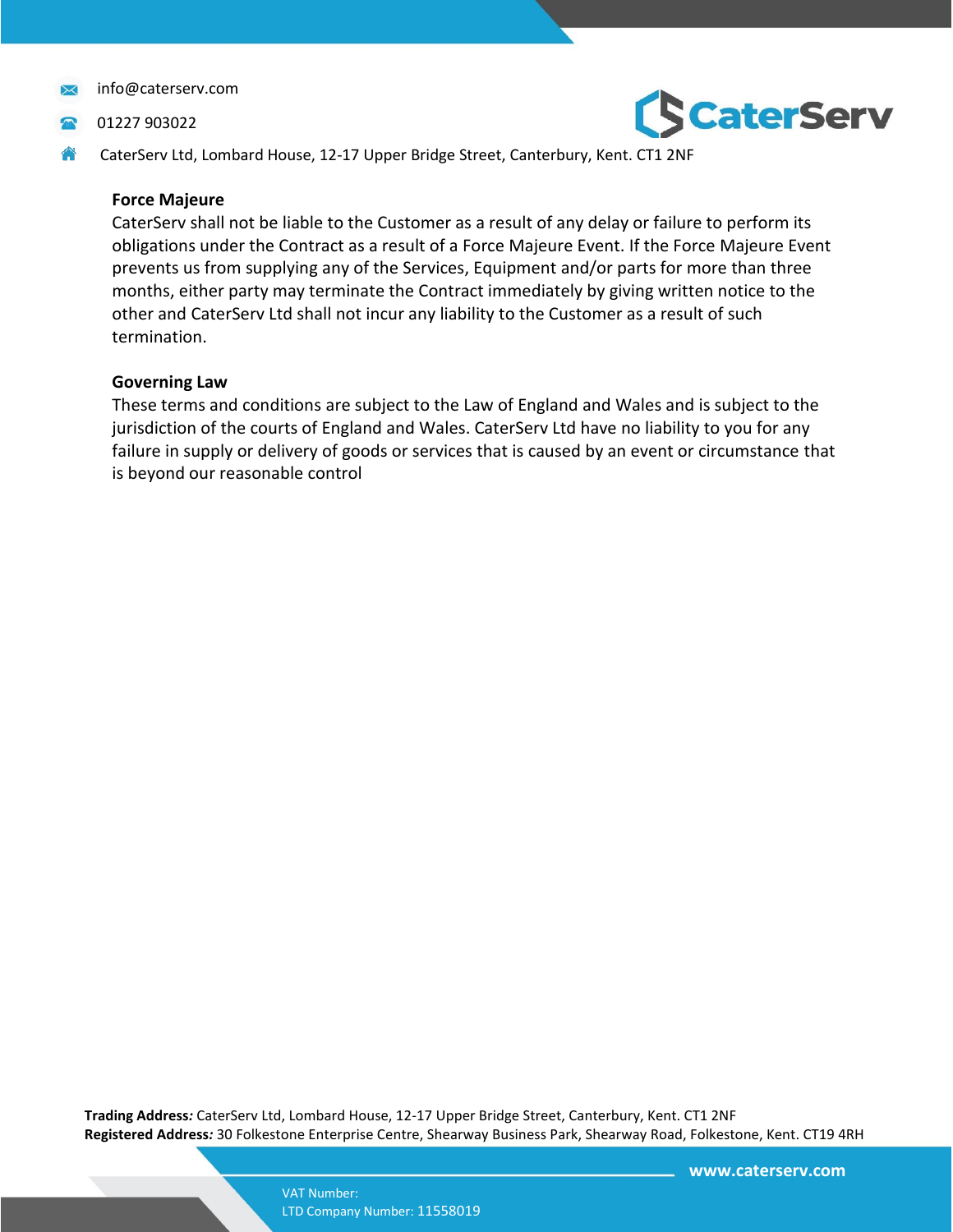## Force Majeure

CaterServ shall not be liable to the Customer as a result of any delay or failure to perform its obligations under the Contract as a result of a Force Majeure Event. If the Force Majeure Event prevents us from supplying any of the Services, Equipment and/or parts for more than three months, either party may terminate the Contract immediately by giving written notice to the other and CaterServ Ltd shall not incur any liability to the Customer as a result of such termination.

## Governing Law

These terms and conditions are subject to the Law of England and Wales and is subject to the jurisdiction of the courts of England and Wales. CaterServ Ltd have no liability to you for any failure in supply or delivery of goods or services that is caused by an event or circumstance that is beyond our reasonable control